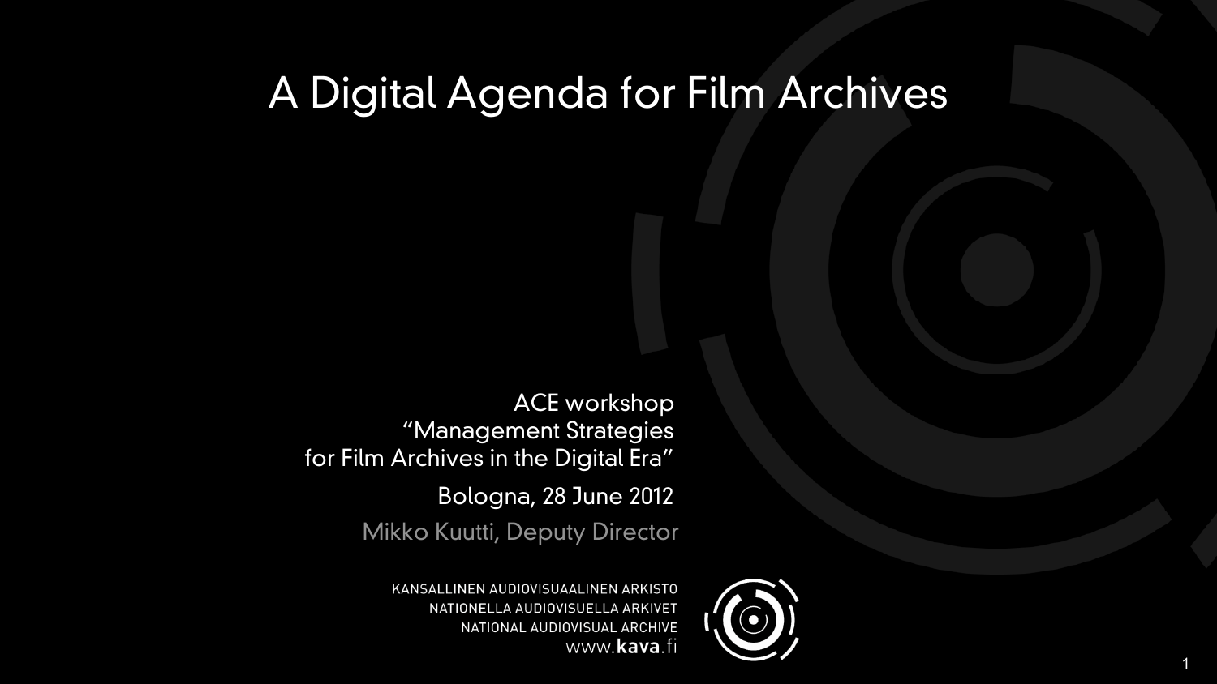# A Digital Agenda for Film Archives

ACE workshop
"Management Strategies
for Film Archives in the Digital Era"

Bologna, 28 June 2012

Mikko Kuutti, Deputy Director

KANSALLINEN AUDIOVISUAALINEN ARKISTO
NATIONELLA AUDIOVISUELLA ARKIVET
NATIONAL AUDIOVISUAL ARCHIVE
www.**kava**.fi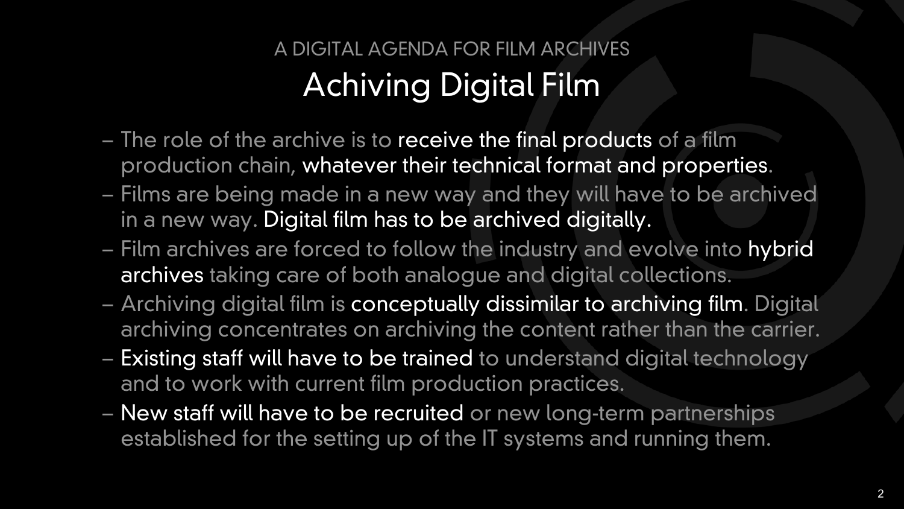A DIGITAL AGENDA FOR FILM ARCHIVES

# Achiving Digital Film

- The role of the archive is to **receive the final products** of a film production chain, **whatever their technical format and properties**.
- Films are being made in a new way and they will have to be archived in a new way. **Digital film has to be archived digitally.**
- Film archives are forced to follow the industry and evolve into **hybrid archives** taking care of both analogue and digital collections.
- Archiving digital film is **conceptually dissimilar to archiving film**. Digital archiving concentrates on archiving the content rather than the carrier.
- **Existing staff will have to be trained** to understand digital technology and to work with current film production practices.
- **New staff will have to be recruited** or new long-term partnerships established for the setting up of the IT systems and running them.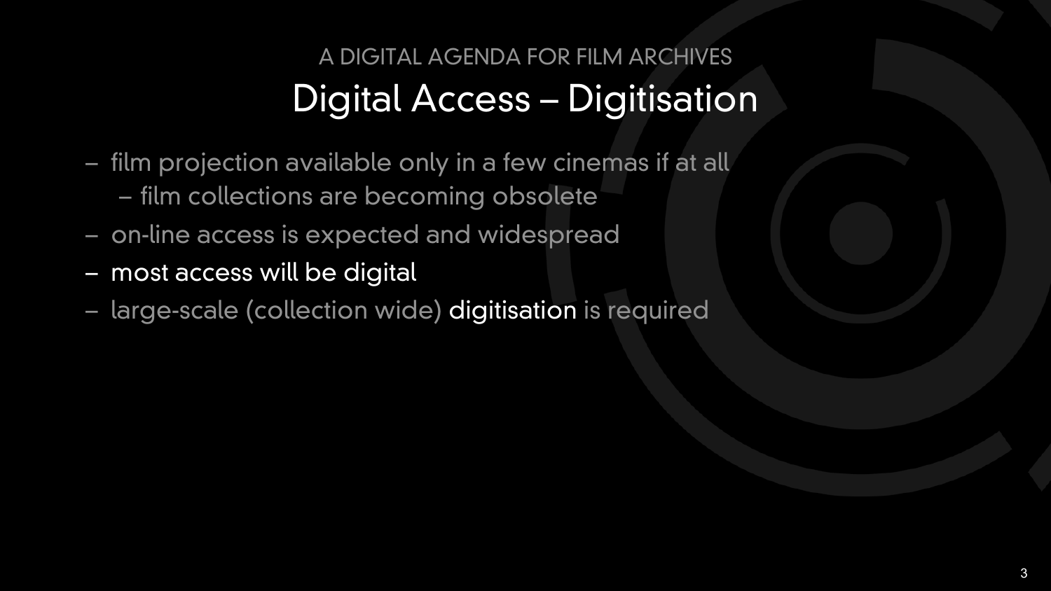A DIGITAL AGENDA FOR FILM ARCHIVES

# Digital Access – Digitisation

- film projection available only in a few cinemas if at all
  - film collections are becoming obsolete
- on-line access is expected and widespread
- most access will be digital
- large-scale (collection wide) digitisation is required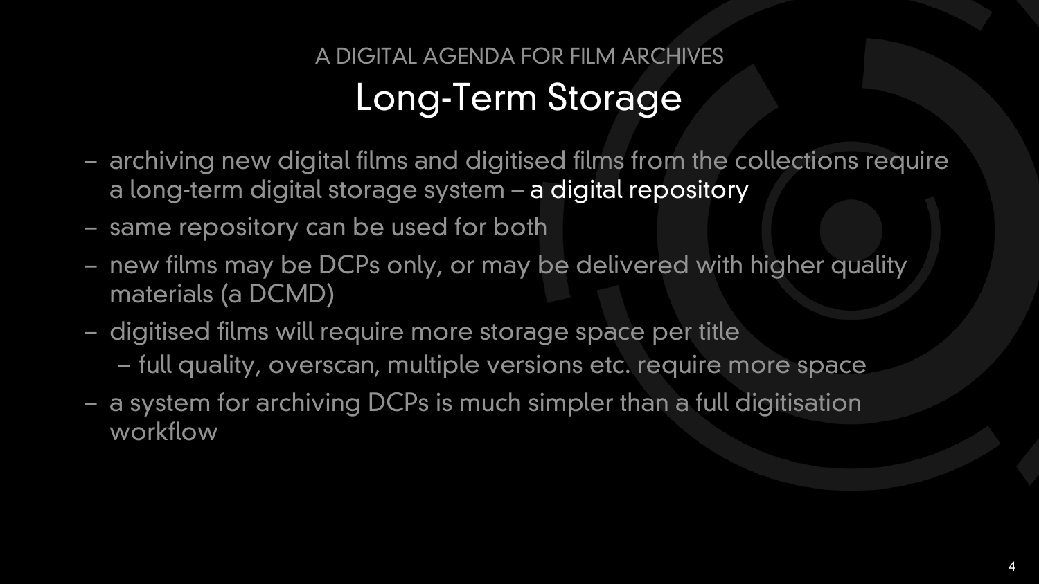A DIGITAL AGENDA FOR FILM ARCHIVES

# Long-Term Storage

- archiving new digital films and digitised films from the collections require a long-term digital storage system – **a digital repository**
- same repository can be used for both
- new films may be DCPs only, or may be delivered with higher quality materials (a DCMD)
- digitised films will require more storage space per title
  - full quality, overscan, multiple versions etc. require more space
- a system for archiving DCPs is much simpler than a full digitisation workflow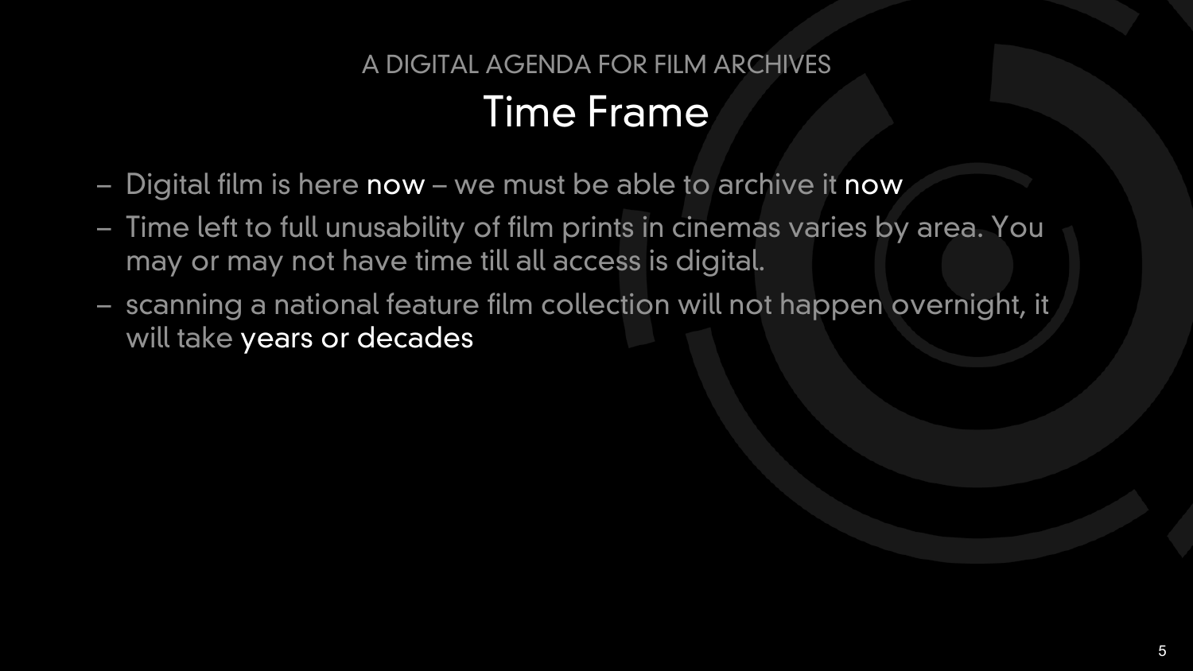A DIGITAL AGENDA FOR FILM ARCHIVES

# Time Frame

- Digital film is here **now** – we must be able to archive it **now**
- Time left to full unusability of film prints in cinemas varies by area. You may or may not have time till all access is digital.
- scanning a national feature film collection will not happen overnight, it will take **years or decades**